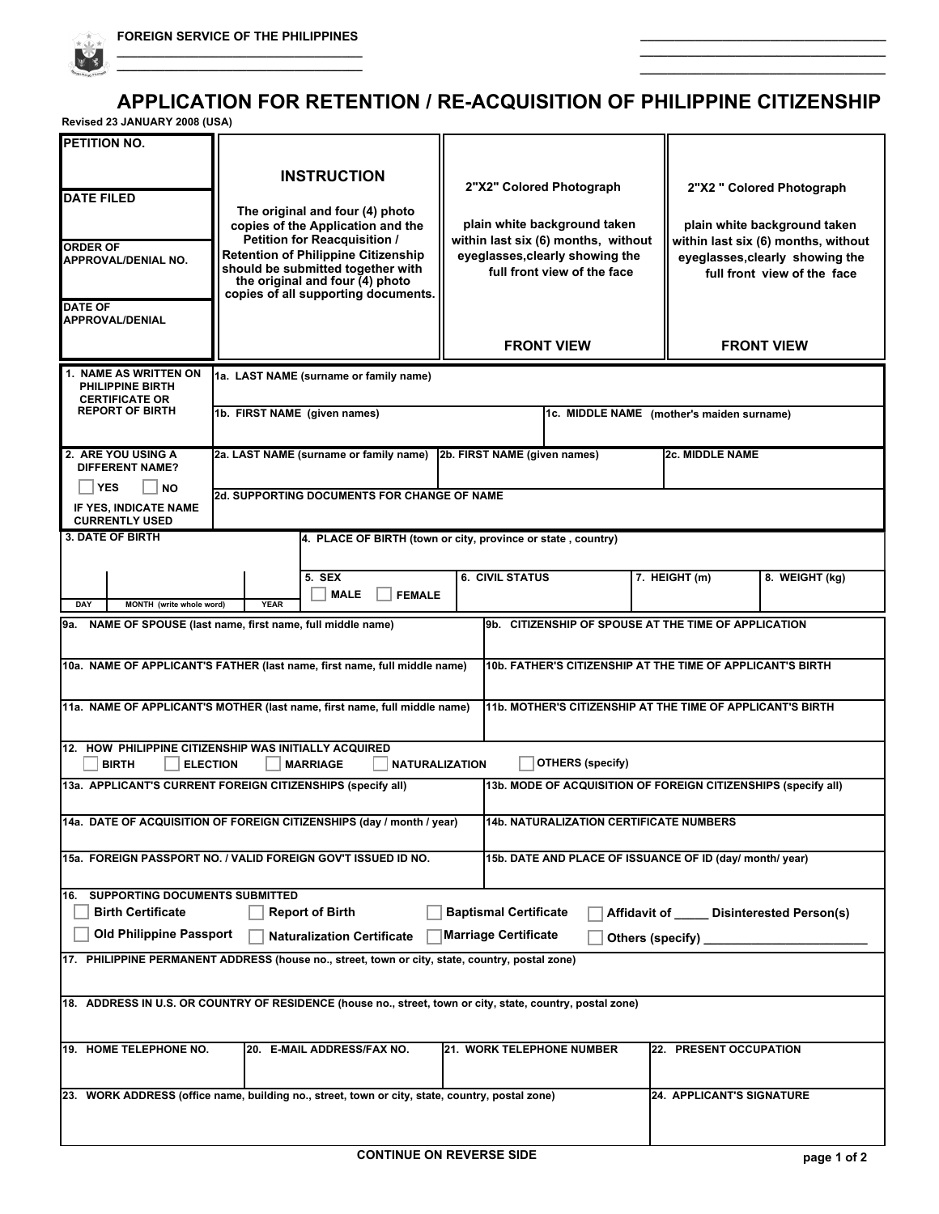FOREIGN SERVICE OF THE PHILIPPINES

# APPLICATION FOR RETENTION / RE-ACQUISITION OF PHILIPPINE CITIZENSHIP

Revised 23 JANUARY 2008 (USA)

| PETITION NO. | INSTRUCTION | 2"X2" Colored Photograph | 2"X2 " Colored Photograph |
|---|---|---|---|
| DATE FILED | The original and four (4) photo copies of the Application and the Petition for Reacquisition / Retention of Philippine Citizenship should be submitted together with the original and four (4) photo copies of all supporting documents. | plain white background taken within last six (6) months, without eyeglasses,clearly showing the full front view of the face | plain white background taken within last six (6) months, without eyeglasses,clearly showing the full front view of the face |
| ORDER OF APPROVAL/DENIAL NO. | | | |
| DATE OF APPROVAL/DENIAL | | FRONT VIEW | FRONT VIEW |

| | | |
|---|---|---|
| 1. NAME AS WRITTEN ON PHILIPPINE BIRTH CERTIFICATE OR REPORT OF BIRTH | 1a. LAST NAME (surname or family name) | |
| | 1b. FIRST NAME (given names) | 1c. MIDDLE NAME (mother's maiden surname) |

| | | | |
|---|---|---|---|
| 2. ARE YOU USING A DIFFERENT NAME? ☐ YES ☐ NO IF YES, INDICATE NAME CURRENTLY USED | 2a. LAST NAME (surname or family name) | 2b. FIRST NAME (given names) | 2c. MIDDLE NAME |
| | 2d. SUPPORTING DOCUMENTS FOR CHANGE OF NAME | | |

| | | | | |
|---|---|---|---|---|
| 3. DATE OF BIRTH (DAY / MONTH (write whole word) / YEAR) | 4. PLACE OF BIRTH (town or city, province or state , country) | | | |
| | 5. SEX ☐ MALE ☐ FEMALE | 6. CIVIL STATUS | 7. HEIGHT (m) | 8. WEIGHT (kg) |

| | |
|---|---|
| 9a. NAME OF SPOUSE (last name, first name, full middle name) | 9b. CITIZENSHIP OF SPOUSE AT THE TIME OF APPLICATION |
| 10a. NAME OF APPLICANT'S FATHER (last name, first name, full middle name) | 10b. FATHER'S CITIZENSHIP AT THE TIME OF APPLICANT'S BIRTH |
| 11a. NAME OF APPLICANT'S MOTHER (last name, first name, full middle name) | 11b. MOTHER'S CITIZENSHIP AT THE TIME OF APPLICANT'S BIRTH |

12. HOW PHILIPPINE CITIZENSHIP WAS INITIALLY ACQUIRED
☐ BIRTH ☐ ELECTION ☐ MARRIAGE ☐ NATURALIZATION ☐ OTHERS (specify)

| | |
|---|---|
| 13a. APPLICANT'S CURRENT FOREIGN CITIZENSHIPS (specify all) | 13b. MODE OF ACQUISITION OF FOREIGN CITIZENSHIPS (specify all) |
| 14a. DATE OF ACQUISITION OF FOREIGN CITIZENSHIPS (day / month / year) | 14b. NATURALIZATION CERTIFICATE NUMBERS |
| 15a. FOREIGN PASSPORT NO. / VALID FOREIGN GOV'T ISSUED ID NO. | 15b. DATE AND PLACE OF ISSUANCE OF ID (day/ month/ year) |

16. SUPPORTING DOCUMENTS SUBMITTED
☐ Birth Certificate ☐ Report of Birth ☐ Baptismal Certificate ☐ Affidavit of _____ Disinterested Person(s)
☐ Old Philippine Passport ☐ Naturalization Certificate ☐ Marriage Certificate ☐ Others (specify) ________________________

17. PHILIPPINE PERMANENT ADDRESS (house no., street, town or city, state, country, postal zone)

18. ADDRESS IN U.S. OR COUNTRY OF RESIDENCE (house no., street, town or city, state, country, postal zone)

| | | | |
|---|---|---|---|
| 19. HOME TELEPHONE NO. | 20. E-MAIL ADDRESS/FAX NO. | 21. WORK TELEPHONE NUMBER | 22. PRESENT OCCUPATION |
| 23. WORK ADDRESS (office name, building no., street, town or city, state, country, postal zone) | | | 24. APPLICANT'S SIGNATURE |

CONTINUE ON REVERSE SIDE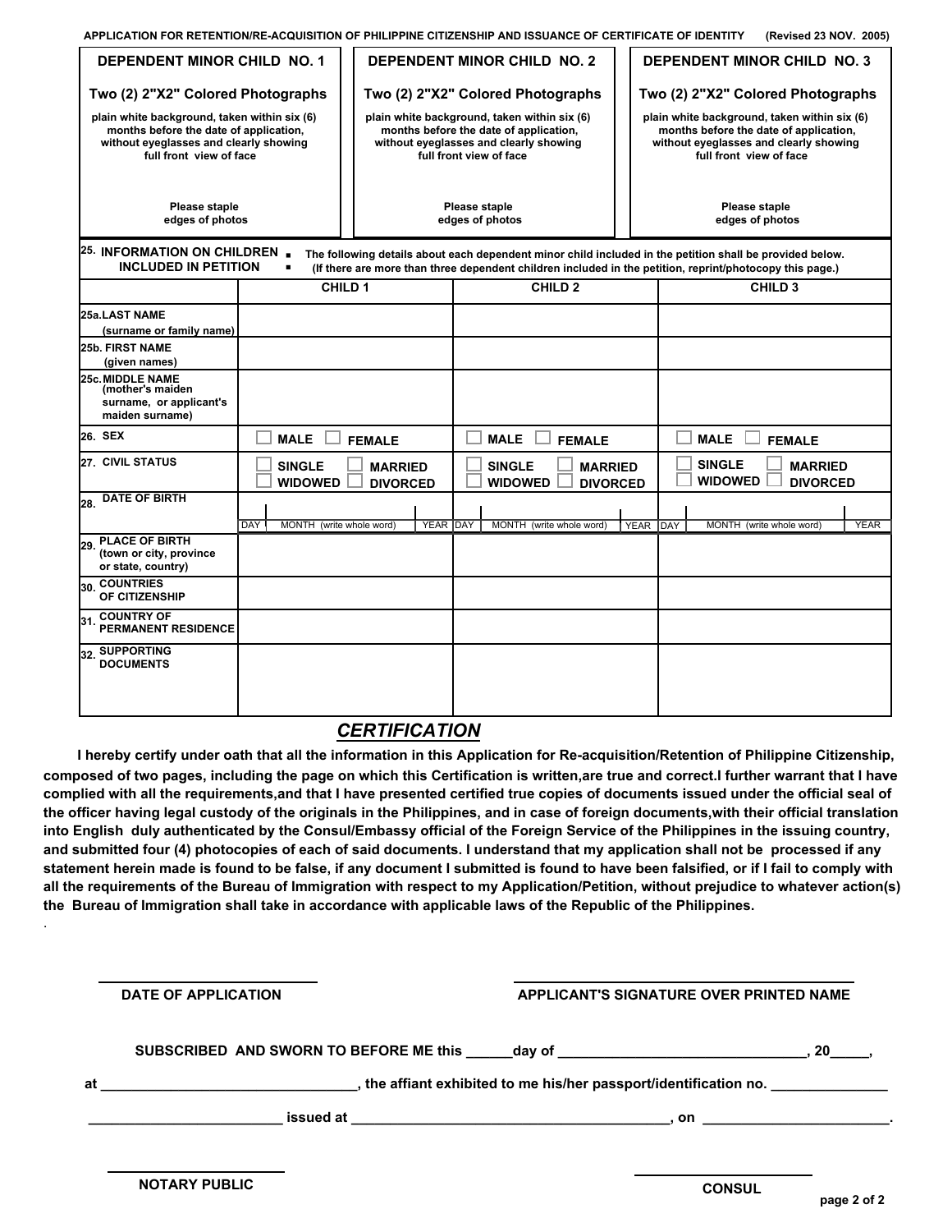APPLICATION FOR RETENTION/RE-ACQUISITION OF PHILIPPINE CITIZENSHIP AND ISSUANCE OF CERTIFICATE OF IDENTITY (Revised 23 NOV. 2005)

| DEPENDENT MINOR CHILD NO. 1 | DEPENDENT MINOR CHILD NO. 2 | DEPENDENT MINOR CHILD NO. 3 |
|---|---|---|
| **Two (2) 2"X2" Colored Photographs**<br>plain white background, taken within six (6) months before the date of application, without eyeglasses and clearly showing full front view of face<br><br>Please staple edges of photos | **Two (2) 2"X2" Colored Photographs**<br>plain white background, taken within six (6) months before the date of application, without eyeglasses and clearly showing full front view of face<br><br>Please staple edges of photos | **Two (2) 2"X2" Colored Photographs**<br>plain white background, taken within six (6) months before the date of application, without eyeglasses and clearly showing full front view of face<br><br>Please staple edges of photos |

**25. INFORMATION ON CHILDREN INCLUDED IN PETITION**

- The following details about each dependent minor child included in the petition shall be provided below.
- (If there are more than three dependent children included in the petition, reprint/photocopy this page.)

| | CHILD 1 | CHILD 2 | CHILD 3 |
|---|---|---|---|
| **25a. LAST NAME** (surname or family name) | | | |
| **25b. FIRST NAME** (given names) | | | |
| **25c. MIDDLE NAME** (mother's maiden surname, or applicant's maiden surname) | | | |
| **26. SEX** | ☐ MALE ☐ FEMALE | ☐ MALE ☐ FEMALE | ☐ MALE ☐ FEMALE |
| **27. CIVIL STATUS** | ☐ SINGLE ☐ MARRIED ☐ WIDOWED ☐ DIVORCED | ☐ SINGLE ☐ MARRIED ☐ WIDOWED ☐ DIVORCED | ☐ SINGLE ☐ MARRIED ☐ WIDOWED ☐ DIVORCED |
| **28. DATE OF BIRTH** | DAY / MONTH (write whole word) / YEAR | DAY / MONTH (write whole word) / YEAR | DAY / MONTH (write whole word) / YEAR |
| **29. PLACE OF BIRTH** (town or city, province or state, country) | | | |
| **30. COUNTRIES OF CITIZENSHIP** | | | |
| **31. COUNTRY OF PERMANENT RESIDENCE** | | | |
| **32. SUPPORTING DOCUMENTS** | | | |

## *CERTIFICATION*

**I hereby certify under oath that all the information in this Application for Re-acquisition/Retention of Philippine Citizenship, composed of two pages, including the page on which this Certification is written,are true and correct.I further warrant that I have complied with all the requirements,and that I have presented certified true copies of documents issued under the official seal of the officer having legal custody of the originals in the Philippines, and in case of foreign documents,with their official translation into English duly authenticated by the Consul/Embassy official of the Foreign Service of the Philippines in the issuing country, and submitted four (4) photocopies of each of said documents. I understand that my application shall not be processed if any statement herein made is found to be false, if any document I submitted is found to have been falsified, or if I fail to comply with all the requirements of the Bureau of Immigration with respect to my Application/Petition, without prejudice to whatever action(s) the Bureau of Immigration shall take in accordance with applicable laws of the Republic of the Philippines.**

______________________ 
**DATE OF APPLICATION**

______________________________ 
**APPLICANT'S SIGNATURE OVER PRINTED NAME**

**SUBSCRIBED AND SWORN TO BEFORE ME this ______day of ______________________________, 20_____,**

**at ______________________________, the affiant exhibited to me his/her passport/identification no. ______________**

**________________________ issued at ______________________________________, on ______________________.**

______________________ 
**NOTARY PUBLIC**

______________________ 
**CONSUL**